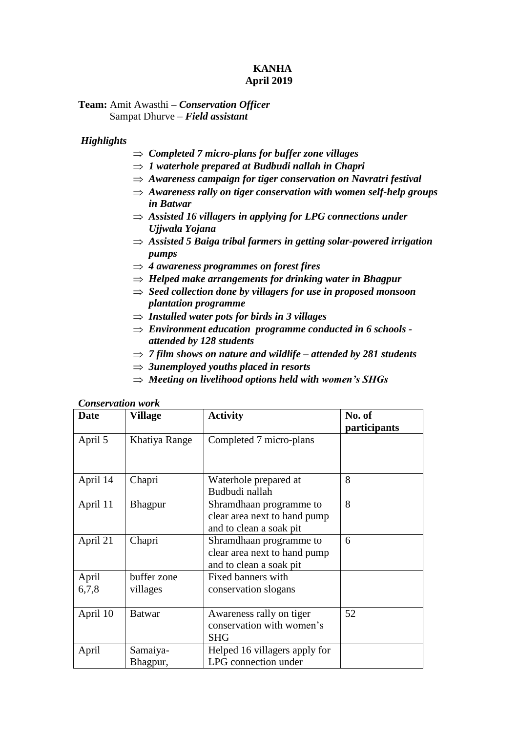**KANHA**
**April 2019**

**Team:** Amit Awasthi – ***Conservation Officer***
Sampat Dhurve – ***Field assistant***

***Highlights***

- ⇒ ***Completed 7 micro-plans for buffer zone villages***
- ⇒ ***1 waterhole prepared at Budbudi nallah in Chapri***
- ⇒ ***Awareness campaign for tiger conservation on Navratri festival***
- ⇒ ***Awareness rally on tiger conservation with women self-help groups in Batwar***
- ⇒ ***Assisted 16 villagers in applying for LPG connections under Ujjwala Yojana***
- ⇒ ***Assisted 5 Baiga tribal farmers in getting solar-powered irrigation pumps***
- ⇒ ***4 awareness programmes on forest fires***
- ⇒ ***Helped make arrangements for drinking water in Bhagpur***
- ⇒ ***Seed collection done by villagers for use in proposed monsoon plantation programme***
- ⇒ ***Installed water pots for birds in 3 villages***
- ⇒ ***Environment education programme conducted in 6 schools - attended by 128 students***
- ⇒ ***7 film shows on nature and wildlife – attended by 281 students***
- ⇒ ***3unemployed youths placed in resorts***
- ⇒ ***Meeting on livelihood options held with women's SHGs***

***Conservation work***

| Date | Village | Activity | No. of participants |
|---|---|---|---|
| April 5 | Khatiya Range | Completed 7 micro-plans | |
| April 14 | Chapri | Waterhole prepared at Budbudi nallah | 8 |
| April 11 | Bhagpur | Shramdhaan programme to clear area next to hand pump and to clean a soak pit | 8 |
| April 21 | Chapri | Shramdhaan programme to clear area next to hand pump and to clean a soak pit | 6 |
| April 6,7,8 | buffer zone villages | Fixed banners with conservation slogans | |
| April 10 | Batwar | Awareness rally on tiger conservation with women's SHG | 52 |
| April | Samaiya-Bhagpur, | Helped 16 villagers apply for LPG connection under | |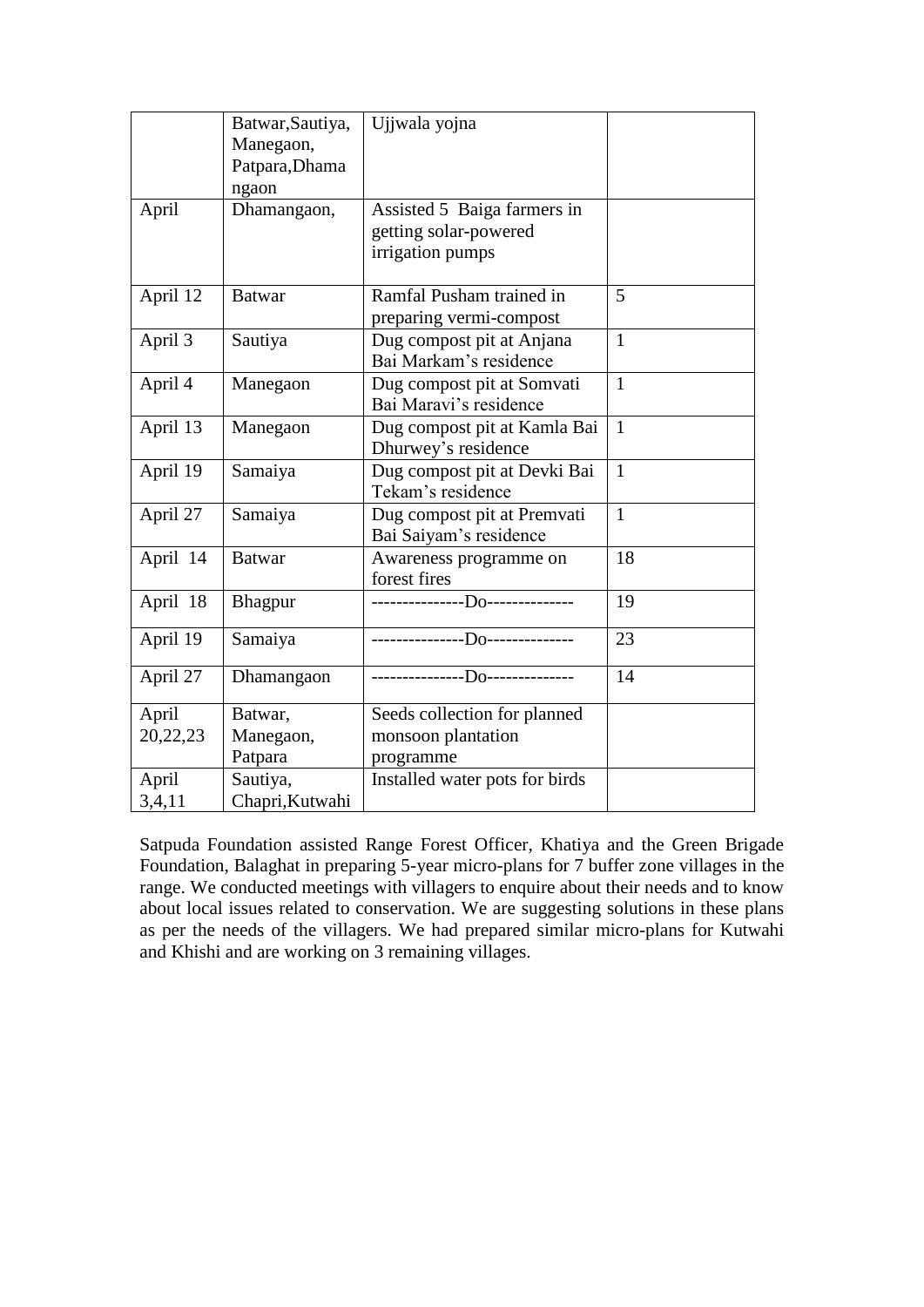| | | | |
|---|---|---|---|
| | Batwar,Sautiya, Manegaon, Patpara,Dhamangaon | Ujjwala yojna | |
| April | Dhamangaon, | Assisted 5 Baiga farmers in getting solar-powered irrigation pumps | |
| April 12 | Batwar | Ramfal Pusham trained in preparing vermi-compost | 5 |
| April 3 | Sautiya | Dug compost pit at Anjana Bai Markam's residence | 1 |
| April 4 | Manegaon | Dug compost pit at Somvati Bai Maravi's residence | 1 |
| April 13 | Manegaon | Dug compost pit at Kamla Bai Dhurwey's residence | 1 |
| April 19 | Samaiya | Dug compost pit at Devki Bai Tekam's residence | 1 |
| April 27 | Samaiya | Dug compost pit at Premvati Bai Saiyam's residence | 1 |
| April 14 | Batwar | Awareness programme on forest fires | 18 |
| April 18 | Bhagpur | ---------------Do-------------- | 19 |
| April 19 | Samaiya | ---------------Do-------------- | 23 |
| April 27 | Dhamangaon | ---------------Do-------------- | 14 |
| April 20,22,23 | Batwar, Manegaon, Patpara | Seeds collection for planned monsoon plantation programme | |
| April 3,4,11 | Sautiya, Chapri,Kutwahi | Installed water pots for birds | |

Satpuda Foundation assisted Range Forest Officer, Khatiya and the Green Brigade Foundation, Balaghat in preparing 5-year micro-plans for 7 buffer zone villages in the range. We conducted meetings with villagers to enquire about their needs and to know about local issues related to conservation. We are suggesting solutions in these plans as per the needs of the villagers. We had prepared similar micro-plans for Kutwahi and Khishi and are working on 3 remaining villages.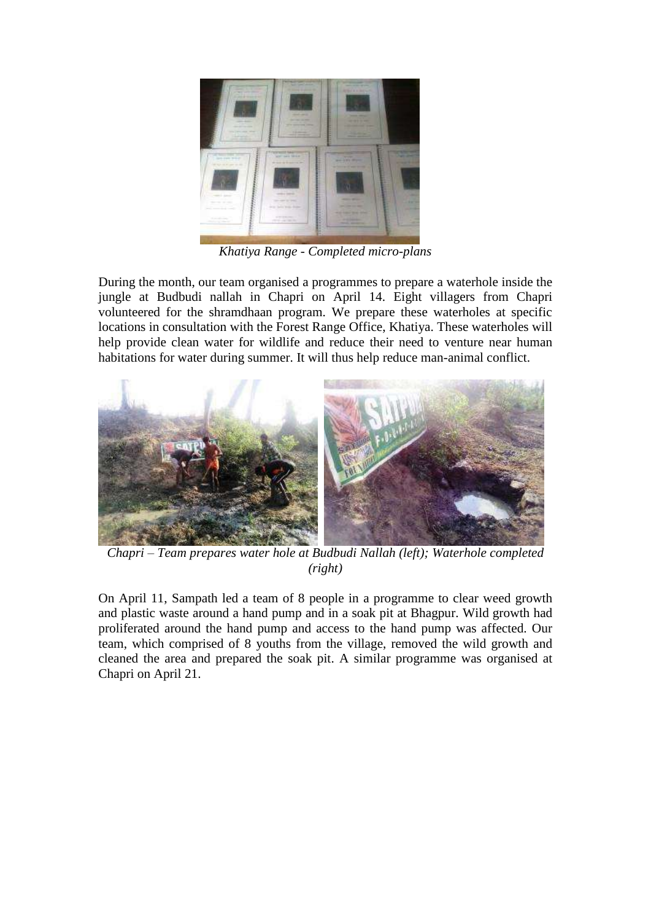*Khatiya Range - Completed micro-plans*

During the month, our team organised a programmes to prepare a waterhole inside the jungle at Budbudi nallah in Chapri on April 14. Eight villagers from Chapri volunteered for the shramdhaan program. We prepare these waterholes at specific locations in consultation with the Forest Range Office, Khatiya. These waterholes will help provide clean water for wildlife and reduce their need to venture near human habitations for water during summer. It will thus help reduce man-animal conflict.

*Chapri – Team prepares water hole at Budbudi Nallah (left); Waterhole completed (right)*

On April 11, Sampath led a team of 8 people in a programme to clear weed growth and plastic waste around a hand pump and in a soak pit at Bhagpur. Wild growth had proliferated around the hand pump and access to the hand pump was affected. Our team, which comprised of 8 youths from the village, removed the wild growth and cleaned the area and prepared the soak pit. A similar programme was organised at Chapri on April 21.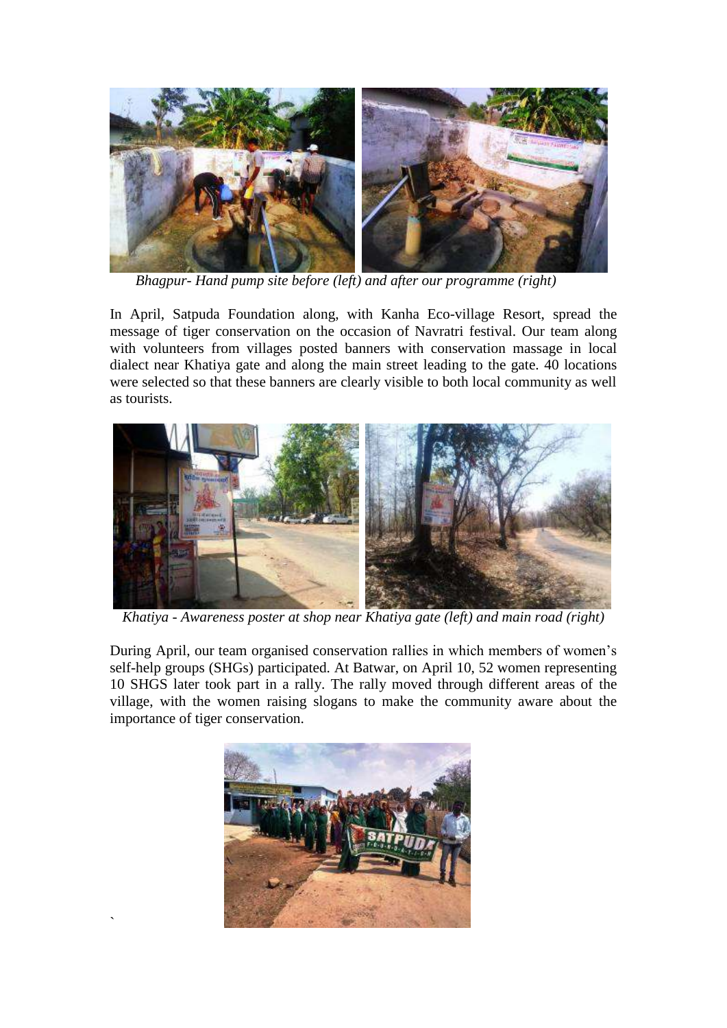*Bhagpur- Hand pump site before (left) and after our programme (right)*

In April, Satpuda Foundation along, with Kanha Eco-village Resort, spread the message of tiger conservation on the occasion of Navratri festival. Our team along with volunteers from villages posted banners with conservation massage in local dialect near Khatiya gate and along the main street leading to the gate. 40 locations were selected so that these banners are clearly visible to both local community as well as tourists.

*Khatiya - Awareness poster at shop near Khatiya gate (left) and main road (right)*

During April, our team organised conservation rallies in which members of women's self-help groups (SHGs) participated. At Batwar, on April 10, 52 women representing 10 SHGS later took part in a rally. The rally moved through different areas of the village, with the women raising slogans to make the community aware about the importance of tiger conservation.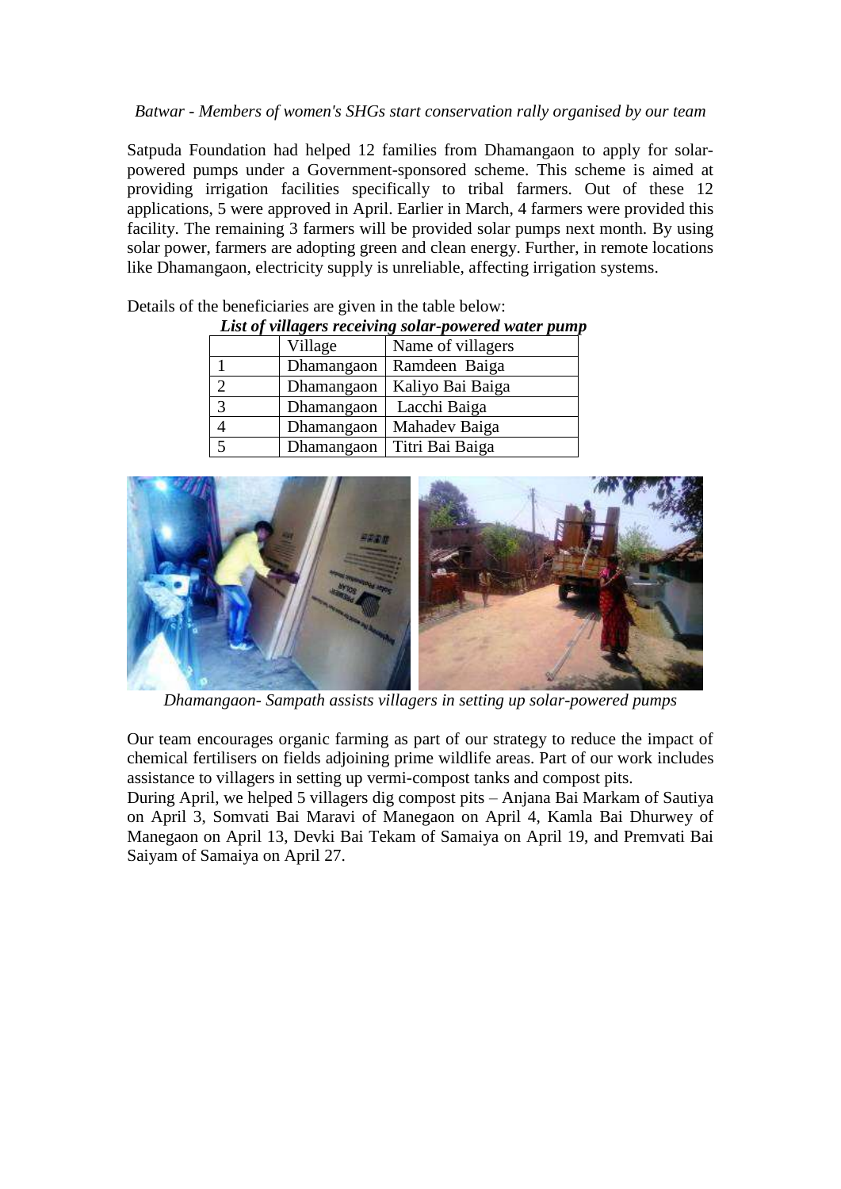*Batwar - Members of women's SHGs start conservation rally organised by our team*

Satpuda Foundation had helped 12 families from Dhamangaon to apply for solar-powered pumps under a Government-sponsored scheme. This scheme is aimed at providing irrigation facilities specifically to tribal farmers. Out of these 12 applications, 5 were approved in April. Earlier in March, 4 farmers were provided this facility. The remaining 3 farmers will be provided solar pumps next month. By using solar power, farmers are adopting green and clean energy. Further, in remote locations like Dhamangaon, electricity supply is unreliable, affecting irrigation systems.

Details of the beneficiaries are given in the table below:

***List of villagers receiving solar-powered water pump***

| | Village | Name of villagers |
|---|---|---|
| 1 | Dhamangaon | Ramdeen Baiga |
| 2 | Dhamangaon | Kaliyo Bai Baiga |
| 3 | Dhamangaon | Lacchi Baiga |
| 4 | Dhamangaon | Mahadev Baiga |
| 5 | Dhamangaon | Titri Bai Baiga |

*Dhamangaon- Sampath assists villagers in setting up solar-powered pumps*

Our team encourages organic farming as part of our strategy to reduce the impact of chemical fertilisers on fields adjoining prime wildlife areas. Part of our work includes assistance to villagers in setting up vermi-compost tanks and compost pits.

During April, we helped 5 villagers dig compost pits – Anjana Bai Markam of Sautiya on April 3, Somvati Bai Maravi of Manegaon on April 4, Kamla Bai Dhurwey of Manegaon on April 13, Devki Bai Tekam of Samaiya on April 19, and Premvati Bai Saiyam of Samaiya on April 27.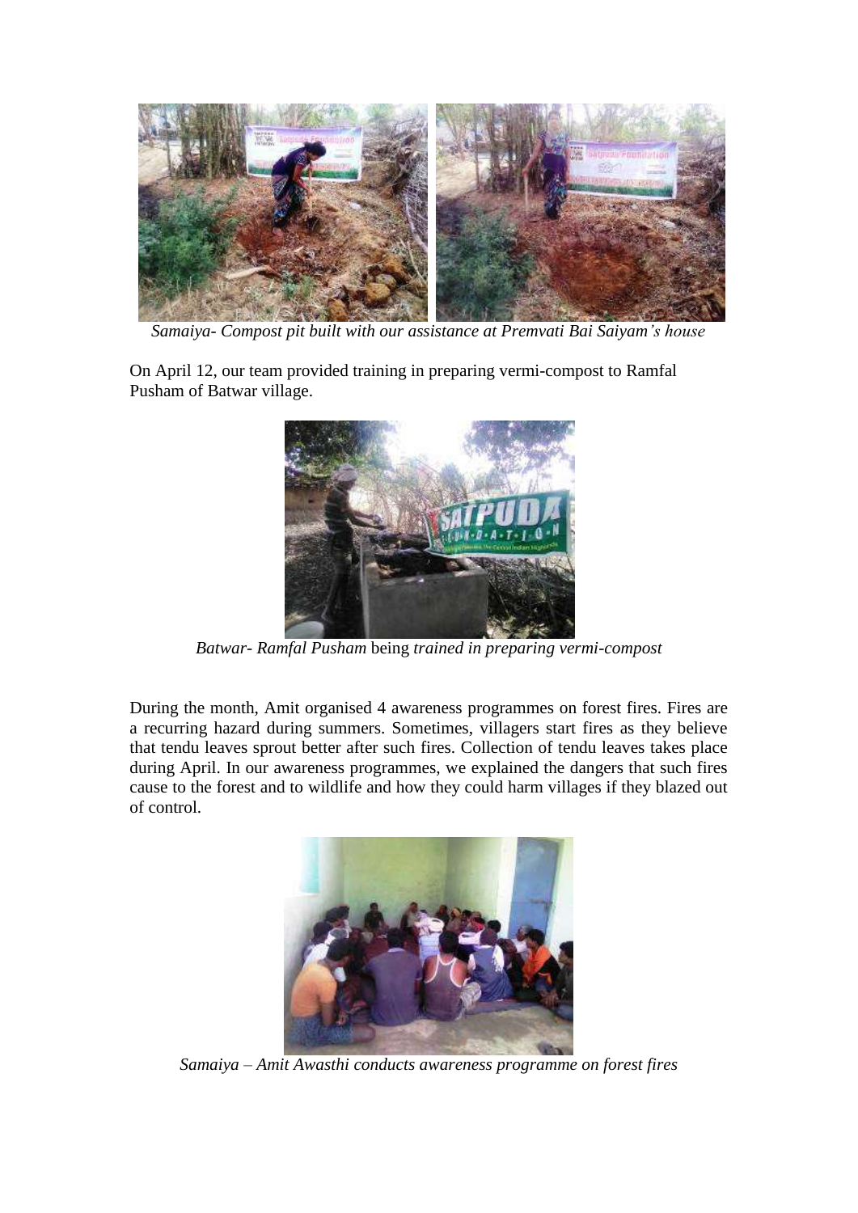*Samaiya- Compost pit built with our assistance at Premvati Bai Saiyam's house*

On April 12, our team provided training in preparing vermi-compost to Ramfal Pusham of Batwar village.

*Batwar- Ramfal Pusham* being *trained in preparing vermi-compost*

During the month, Amit organised 4 awareness programmes on forest fires. Fires are a recurring hazard during summers. Sometimes, villagers start fires as they believe that tendu leaves sprout better after such fires. Collection of tendu leaves takes place during April. In our awareness programmes, we explained the dangers that such fires cause to the forest and to wildlife and how they could harm villages if they blazed out of control.

*Samaiya – Amit Awasthi conducts awareness programme on forest fires*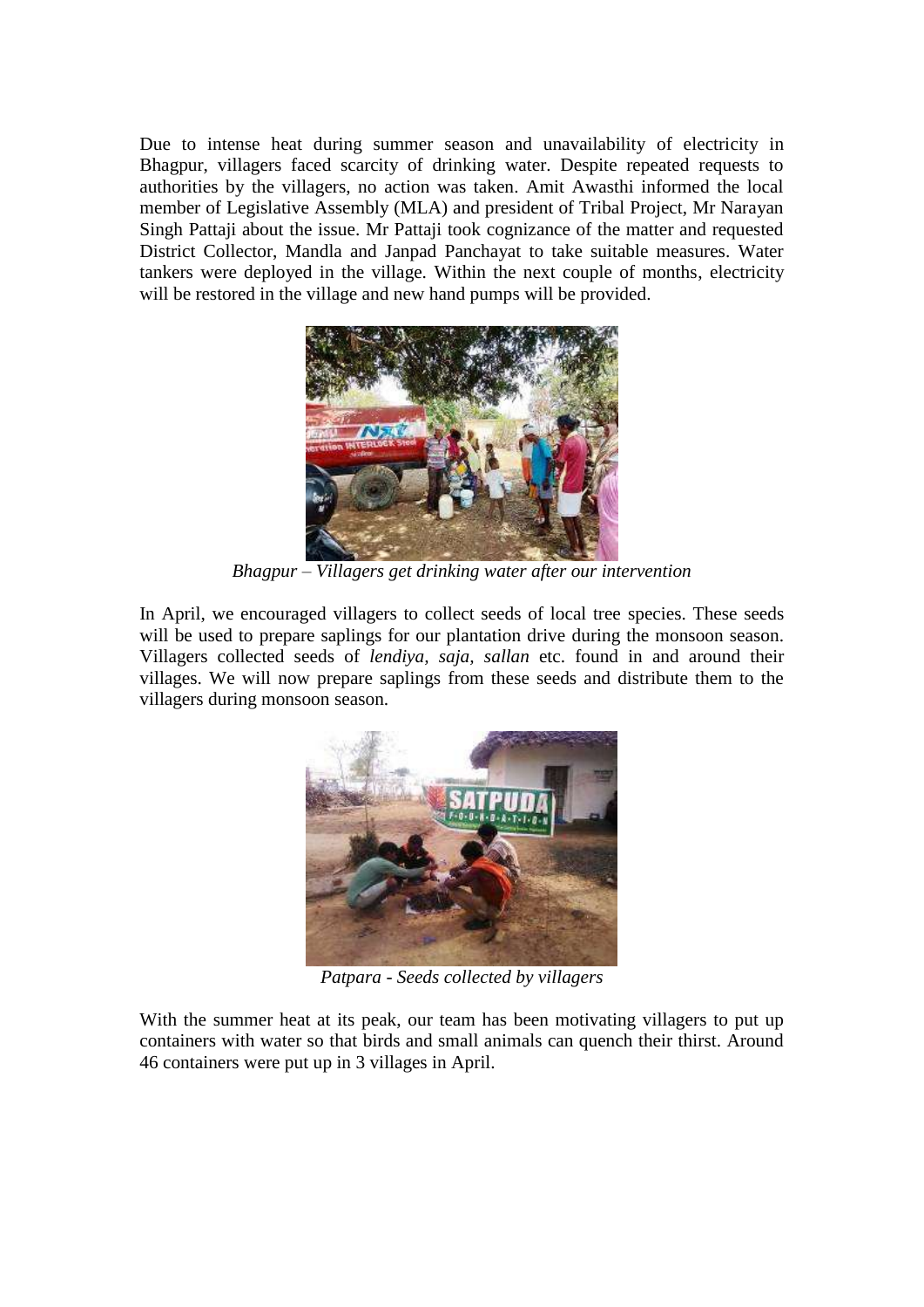Due to intense heat during summer season and unavailability of electricity in Bhagpur, villagers faced scarcity of drinking water. Despite repeated requests to authorities by the villagers, no action was taken. Amit Awasthi informed the local member of Legislative Assembly (MLA) and president of Tribal Project, Mr Narayan Singh Pattaji about the issue. Mr Pattaji took cognizance of the matter and requested District Collector, Mandla and Janpad Panchayat to take suitable measures. Water tankers were deployed in the village. Within the next couple of months, electricity will be restored in the village and new hand pumps will be provided.

*Bhagpur – Villagers get drinking water after our intervention*

In April, we encouraged villagers to collect seeds of local tree species. These seeds will be used to prepare saplings for our plantation drive during the monsoon season. Villagers collected seeds of *lendiya, saja, sallan* etc. found in and around their villages. We will now prepare saplings from these seeds and distribute them to the villagers during monsoon season.

*Patpara - Seeds collected by villagers*

With the summer heat at its peak, our team has been motivating villagers to put up containers with water so that birds and small animals can quench their thirst. Around 46 containers were put up in 3 villages in April.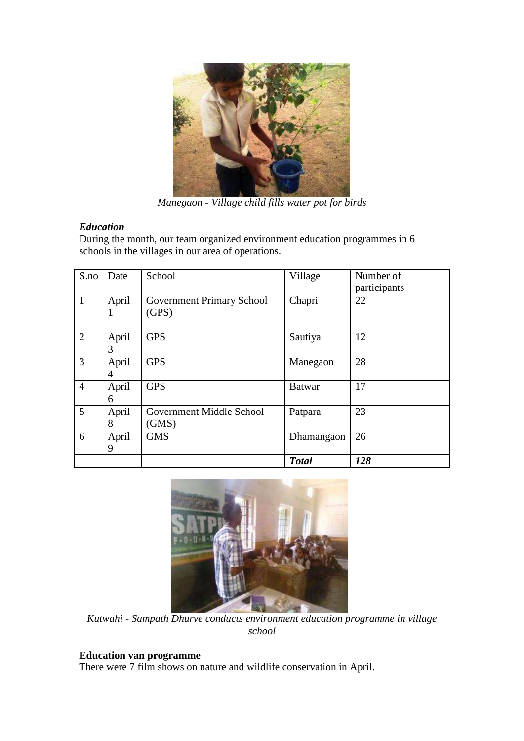*Manegaon - Village child fills water pot for birds*

***Education***

During the month, our team organized environment education programmes in 6 schools in the villages in our area of operations.

| S.no | Date | School | Village | Number of participants |
|---|---|---|---|---|
| 1 | April 1 | Government Primary School (GPS) | Chapri | 22 |
| 2 | April 3 | GPS | Sautiya | 12 |
| 3 | April 4 | GPS | Manegaon | 28 |
| 4 | April 6 | GPS | Batwar | 17 |
| 5 | April 8 | Government Middle School (GMS) | Patpara | 23 |
| 6 | April 9 | GMS | Dhamangaon | 26 |
| | | | ***Total*** | ***128*** |

*Kutwahi - Sampath Dhurve conducts environment education programme in village school*

**Education van programme**

There were 7 film shows on nature and wildlife conservation in April.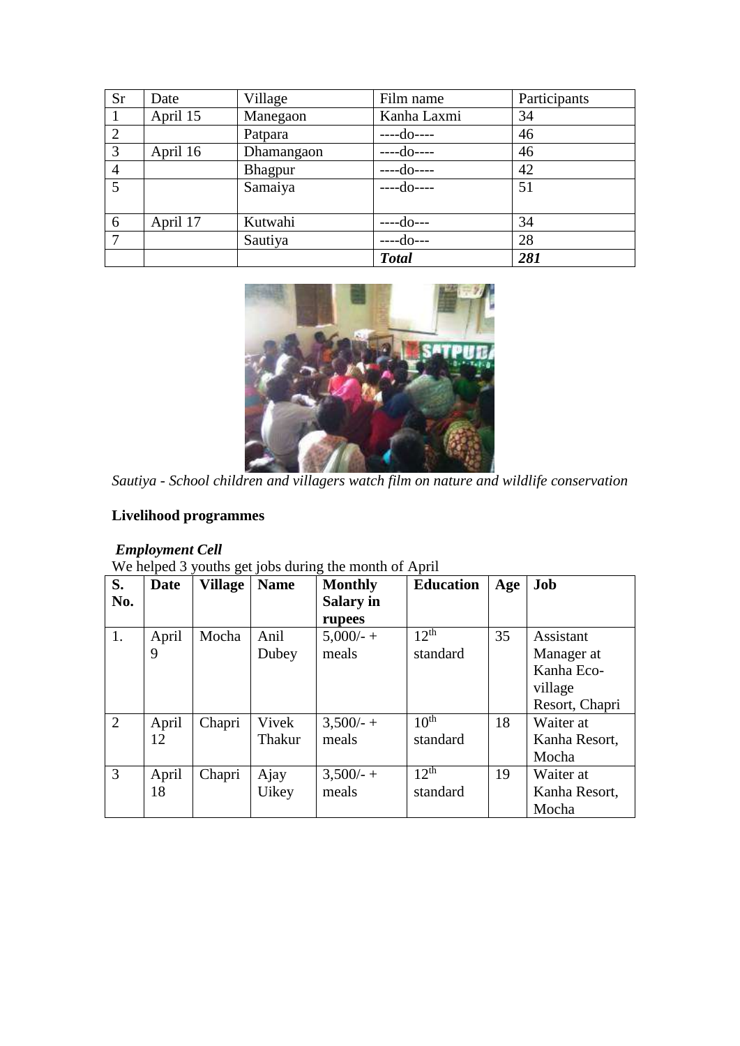| Sr | Date | Village | Film name | Participants |
| --- | --- | --- | --- | --- |
| 1 | April 15 | Manegaon | Kanha Laxmi | 34 |
| 2 | | Patpara | ----do---- | 46 |
| 3 | April 16 | Dhamangaon | ----do---- | 46 |
| 4 | | Bhagpur | ----do---- | 42 |
| 5 | | Samaiya | ----do---- | 51 |
| 6 | April 17 | Kutwahi | ----do--- | 34 |
| 7 | | Sautiya | ----do--- | 28 |
| | | | ***Total*** | ***281*** |

*Sautiya - School children and villagers watch film on nature and wildlife conservation*

**Livelihood programmes**

***Employment Cell***

We helped 3 youths get jobs during the month of April

| S. No. | Date | Village | Name | Monthly Salary in rupees | Education | Age | Job |
| --- | --- | --- | --- | --- | --- | --- | --- |
| 1. | April 9 | Mocha | Anil Dubey | 5,000/- + meals | 12th standard | 35 | Assistant Manager at Kanha Eco-village Resort, Chapri |
| 2 | April 12 | Chapri | Vivek Thakur | 3,500/- + meals | 10th standard | 18 | Waiter at Kanha Resort, Mocha |
| 3 | April 18 | Chapri | Ajay Uikey | 3,500/- + meals | 12th standard | 19 | Waiter at Kanha Resort, Mocha |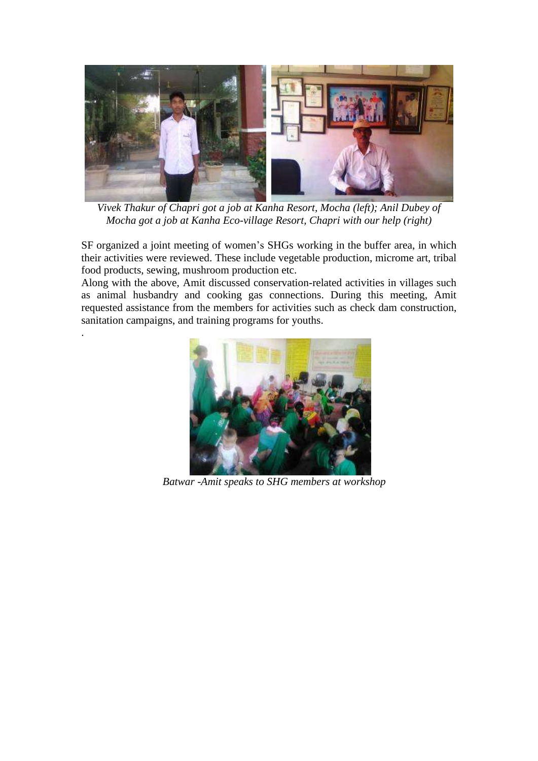*Vivek Thakur of Chapri got a job at Kanha Resort, Mocha (left); Anil Dubey of Mocha got a job at Kanha Eco-village Resort, Chapri with our help (right)*

SF organized a joint meeting of women's SHGs working in the buffer area, in which their activities were reviewed. These include vegetable production, microme art, tribal food products, sewing, mushroom production etc.

Along with the above, Amit discussed conservation-related activities in villages such as animal husbandry and cooking gas connections. During this meeting, Amit requested assistance from the members for activities such as check dam construction, sanitation campaigns, and training programs for youths.

.

*Batwar -Amit speaks to SHG members at workshop*